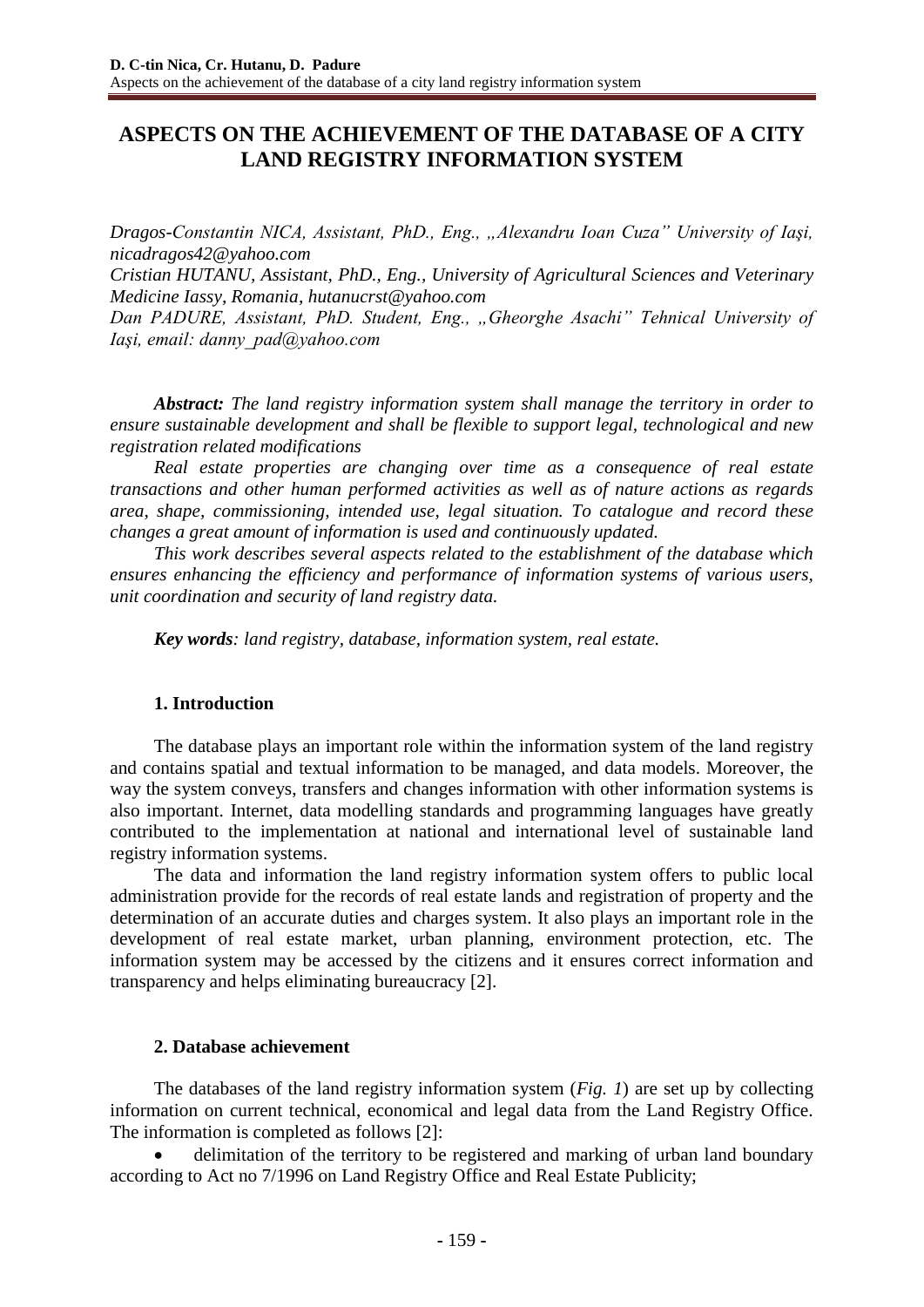# ASPECTS ON THE ACHIEVEMENT OF THE DATABASE OF A CITY LAND REGISTRY INFORMATION SYSTEM

*Dragos-Constantin NICA, Assistant, PhD., Eng., „Alexandru Ioan Cuza" University of Iaşi, nicadragos42@yahoo.com*
*Cristian HUTANU, Assistant, PhD., Eng., University of Agricultural Sciences and Veterinary Medicine Iassy, Romania, hutanucrst@yahoo.com*
*Dan PADURE, Assistant, PhD. Student, Eng., „Gheorghe Asachi" Tehnical University of Iaşi, email: danny_pad@yahoo.com*

***Abstract:*** ***The land registry information system shall manage the territory in order to ensure sustainable development and shall be flexible to support legal, technological and new registration related modifications***

***Real estate properties are changing over time as a consequence of real estate transactions and other human performed activities as well as of nature actions as regards area, shape, commissioning, intended use, legal situation. To catalogue and record these changes a great amount of information is used and continuously updated.***

***This work describes several aspects related to the establishment of the database which ensures enhancing the efficiency and performance of information systems of various users, unit coordination and security of land registry data.***

***Key words****: land registry, database, information system, real estate.*

## 1. Introduction

The database plays an important role within the information system of the land registry and contains spatial and textual information to be managed, and data models. Moreover, the way the system conveys, transfers and changes information with other information systems is also important. Internet, data modelling standards and programming languages have greatly contributed to the implementation at national and international level of sustainable land registry information systems.

The data and information the land registry information system offers to public local administration provide for the records of real estate lands and registration of property and the determination of an accurate duties and charges system. It also plays an important role in the development of real estate market, urban planning, environment protection, etc. The information system may be accessed by the citizens and it ensures correct information and transparency and helps eliminating bureaucracy [2].

## 2. Database achievement

The databases of the land registry information system (*Fig. 1*) are set up by collecting information on current technical, economical and legal data from the Land Registry Office. The information is completed as follows [2]:

- delimitation of the territory to be registered and marking of urban land boundary according to Act no 7/1996 on Land Registry Office and Real Estate Publicity;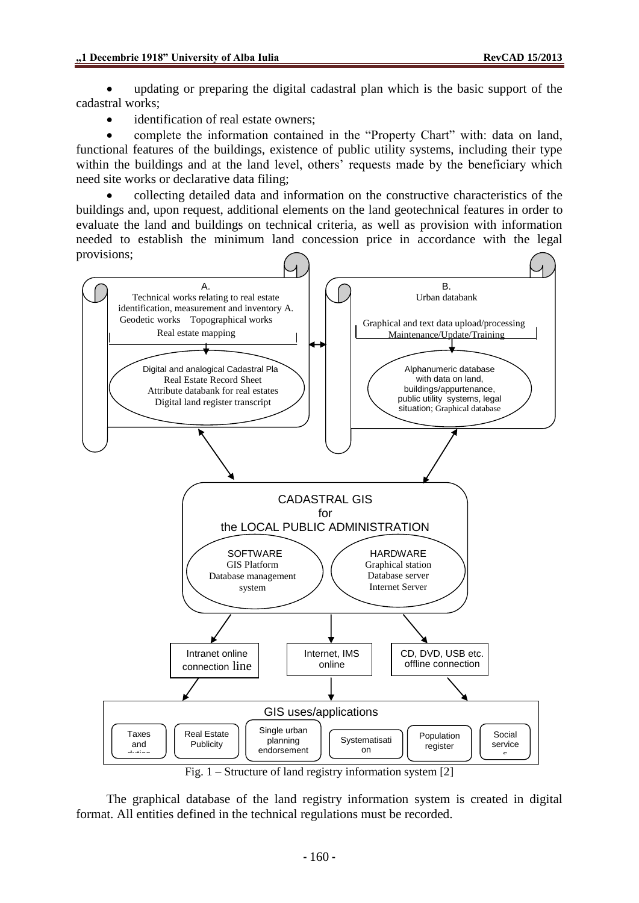- updating or preparing the digital cadastral plan which is the basic support of the cadastral works;
- identification of real estate owners;
- complete the information contained in the "Property Chart" with: data on land, functional features of the buildings, existence of public utility systems, including their type within the buildings and at the land level, others' requests made by the beneficiary which need site works or declarative data filing;
- collecting detailed data and information on the constructive characteristics of the buildings and, upon request, additional elements on the land geotechnical features in order to evaluate the land and buildings on technical criteria, as well as provision with information needed to establish the minimum land concession price in accordance with the legal provisions;

A.
Technical works relating to real estate identification, measurement and inventory A.
Geodetic works Topographical works
Real estate mapping

Digital and analogical Cadastral Pla
Real Estate Record Sheet
Attribute databank for real estates
Digital land register transcript

B.
Urban databank

Graphical and text data upload/processing
Maintenance/Update/Training

Alphanumeric database with data on land, buildings/appurtenance, public utility systems, legal situation; Graphical database

CADASTRAL GIS
for
the LOCAL PUBLIC ADMINISTRATION

SOFTWARE
GIS Platform
Database management system

HARDWARE
Graphical station
Database server
Internet Server

Intranet online connection line

Internet, IMS online

CD, DVD, USB etc. offline connection

GIS uses/applications

Taxes and duties | Real Estate Publicity | Single urban planning endorsement | Systematisation | Population register | Social services

Fig. 1 – Structure of land registry information system [2]

The graphical database of the land registry information system is created in digital format. All entities defined in the technical regulations must be recorded.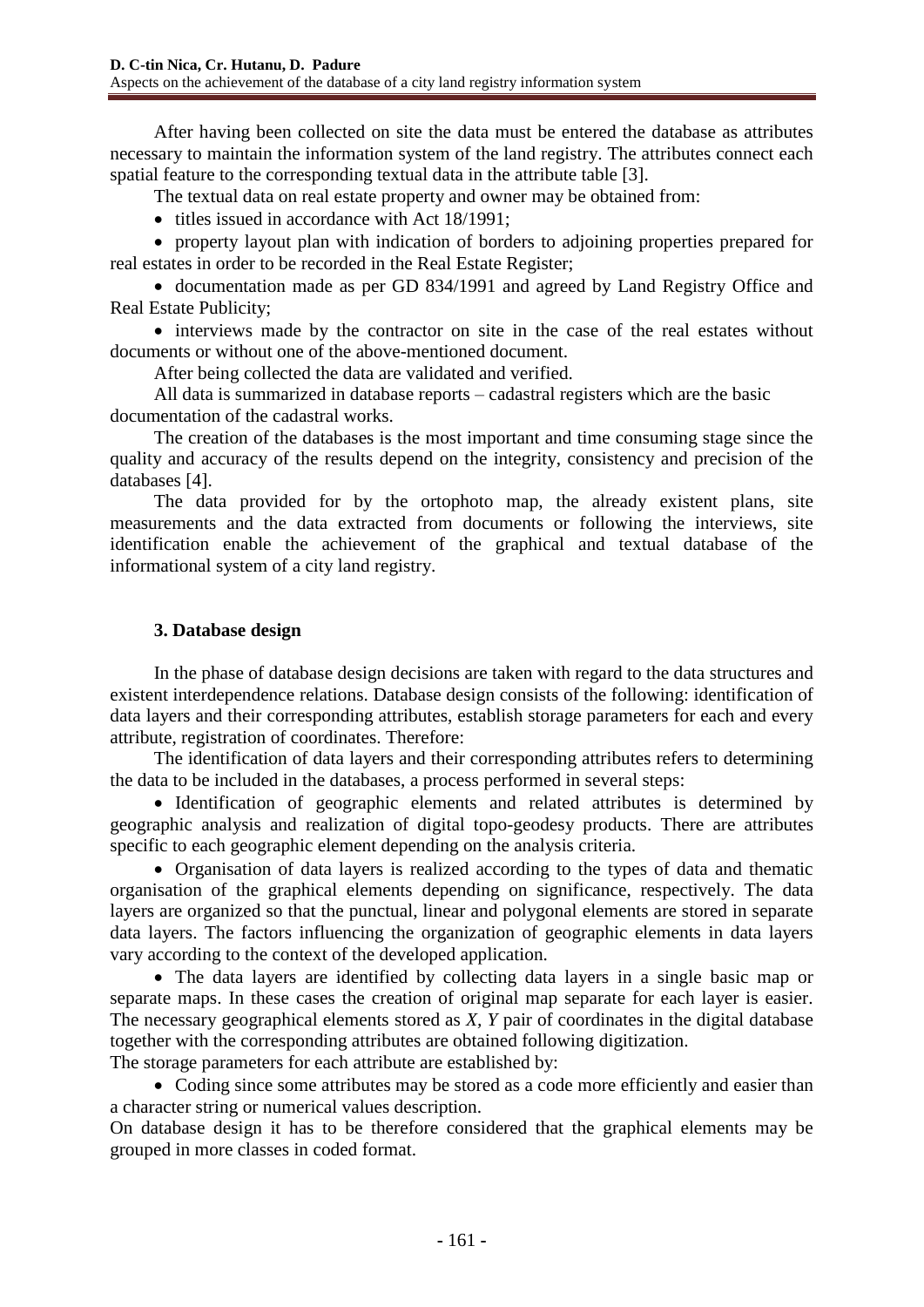After having been collected on site the data must be entered the database as attributes necessary to maintain the information system of the land registry. The attributes connect each spatial feature to the corresponding textual data in the attribute table [3].

The textual data on real estate property and owner may be obtained from:

- titles issued in accordance with Act 18/1991;
- property layout plan with indication of borders to adjoining properties prepared for real estates in order to be recorded in the Real Estate Register;
- documentation made as per GD 834/1991 and agreed by Land Registry Office and Real Estate Publicity;
- interviews made by the contractor on site in the case of the real estates without documents or without one of the above-mentioned document.

After being collected the data are validated and verified.

All data is summarized in database reports – cadastral registers which are the basic documentation of the cadastral works.

The creation of the databases is the most important and time consuming stage since the quality and accuracy of the results depend on the integrity, consistency and precision of the databases [4].

The data provided for by the ortophoto map, the already existent plans, site measurements and the data extracted from documents or following the interviews, site identification enable the achievement of the graphical and textual database of the informational system of a city land registry.

## 3. Database design

In the phase of database design decisions are taken with regard to the data structures and existent interdependence relations. Database design consists of the following: identification of data layers and their corresponding attributes, establish storage parameters for each and every attribute, registration of coordinates. Therefore:

The identification of data layers and their corresponding attributes refers to determining the data to be included in the databases, a process performed in several steps:

- Identification of geographic elements and related attributes is determined by geographic analysis and realization of digital topo-geodesy products. There are attributes specific to each geographic element depending on the analysis criteria.
- Organisation of data layers is realized according to the types of data and thematic organisation of the graphical elements depending on significance, respectively. The data layers are organized so that the punctual, linear and polygonal elements are stored in separate data layers. The factors influencing the organization of geographic elements in data layers vary according to the context of the developed application.
- The data layers are identified by collecting data layers in a single basic map or separate maps. In these cases the creation of original map separate for each layer is easier. The necessary geographical elements stored as $X$, $Y$ pair of coordinates in the digital database together with the corresponding attributes are obtained following digitization.

The storage parameters for each attribute are established by:

- Coding since some attributes may be stored as a code more efficiently and easier than a character string or numerical values description.

On database design it has to be therefore considered that the graphical elements may be grouped in more classes in coded format.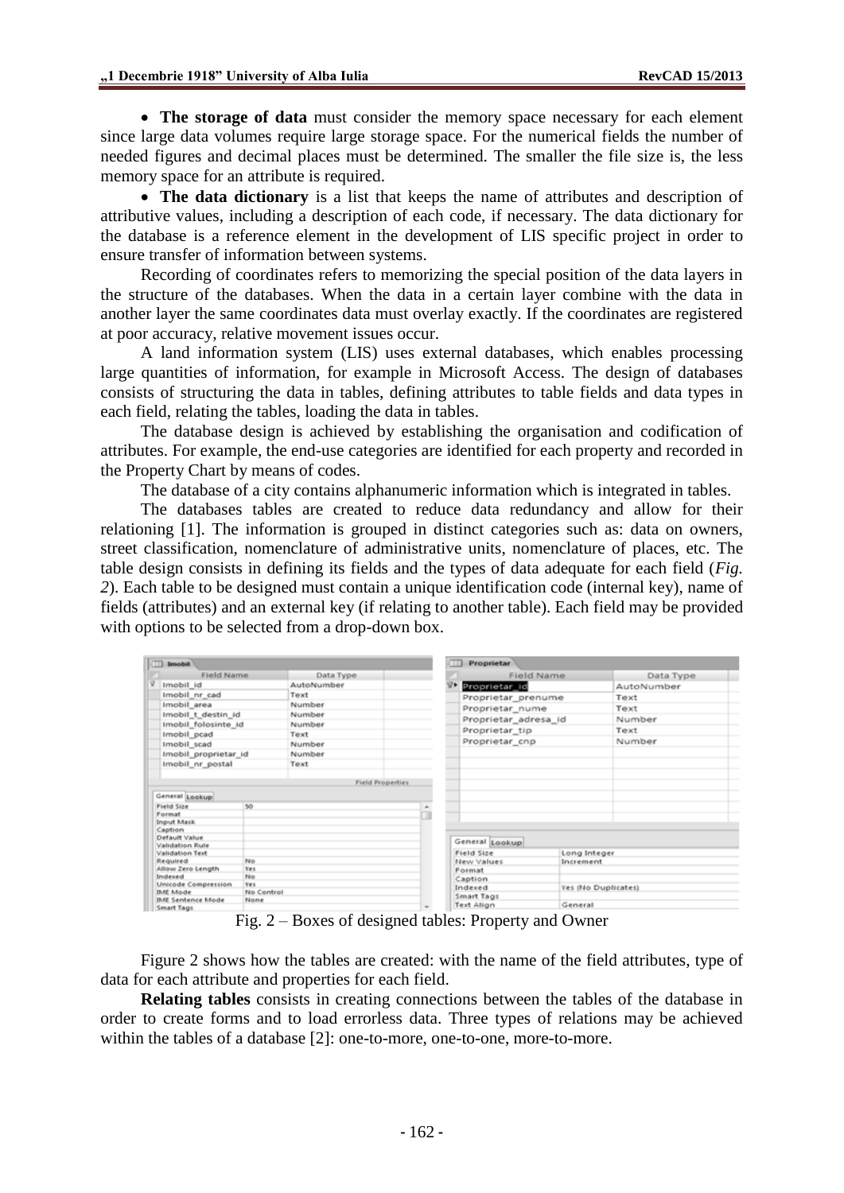- **The storage of data** must consider the memory space necessary for each element since large data volumes require large storage space. For the numerical fields the number of needed figures and decimal places must be determined. The smaller the file size is, the less memory space for an attribute is required.

- **The data dictionary** is a list that keeps the name of attributes and description of attributive values, including a description of each code, if necessary. The data dictionary for the database is a reference element in the development of LIS specific project in order to ensure transfer of information between systems.

Recording of coordinates refers to memorizing the special position of the data layers in the structure of the databases. When the data in a certain layer combine with the data in another layer the same coordinates data must overlay exactly. If the coordinates are registered at poor accuracy, relative movement issues occur.

A land information system (LIS) uses external databases, which enables processing large quantities of information, for example in Microsoft Access. The design of databases consists of structuring the data in tables, defining attributes to table fields and data types in each field, relating the tables, loading the data in tables.

The database design is achieved by establishing the organisation and codification of attributes. For example, the end-use categories are identified for each property and recorded in the Property Chart by means of codes.

The database of a city contains alphanumeric information which is integrated in tables.

The databases tables are created to reduce data redundancy and allow for their relationing [1]. The information is grouped in distinct categories such as: data on owners, street classification, nomenclature of administrative units, nomenclature of places, etc. The table design consists in defining its fields and the types of data adequate for each field (*Fig. 2*). Each table to be designed must contain a unique identification code (internal key), name of fields (attributes) and an external key (if relating to another table). Each field may be provided with options to be selected from a drop-down box.

**Imobil**

| Field Name | Data Type |
|---|---|
| Imobil_id | AutoNumber |
| Imobil_nr_cad | Text |
| Imobil_area | Number |
| Imobil_t_destin_id | Number |
| Imobil_folosinte_id | Number |
| Imobil_pcad | Text |
| Imobil_scad | Number |
| Imobil_proprietar_id | Number |
| Imobil_nr_postal | Text |

Field Properties — General

| Property | Value |
|---|---|
| Field Size | 50 |
| Format | |
| Input Mask | |
| Caption | |
| Default Value | |
| Validation Rule | |
| Validation Text | |
| Required | No |
| Allow Zero Length | Yes |
| Indexed | No |
| Unicode Compression | Yes |
| IME Mode | No Control |
| IME Sentence Mode | None |
| Smart Tags | |

**Proprietar**

| Field Name | Data Type |
|---|---|
| Proprietar_id | AutoNumber |
| Proprietar_prenume | Text |
| Proprietar_nume | Text |
| Proprietar_adresa_id | Number |
| Proprietar_tip | Text |
| Proprietar_cnp | Number |

Field Properties — General

| Property | Value |
|---|---|
| Field Size | Long Integer |
| New Values | Increment |
| Format | |
| Caption | |
| Indexed | Yes (No Duplicates) |
| Smart Tags | |
| Text Align | General |

Fig. 2 – Boxes of designed tables: Property and Owner

Figure 2 shows how the tables are created: with the name of the field attributes, type of data for each attribute and properties for each field.

**Relating tables** consists in creating connections between the tables of the database in order to create forms and to load errorless data. Three types of relations may be achieved within the tables of a database [2]: one-to-more, one-to-one, more-to-more.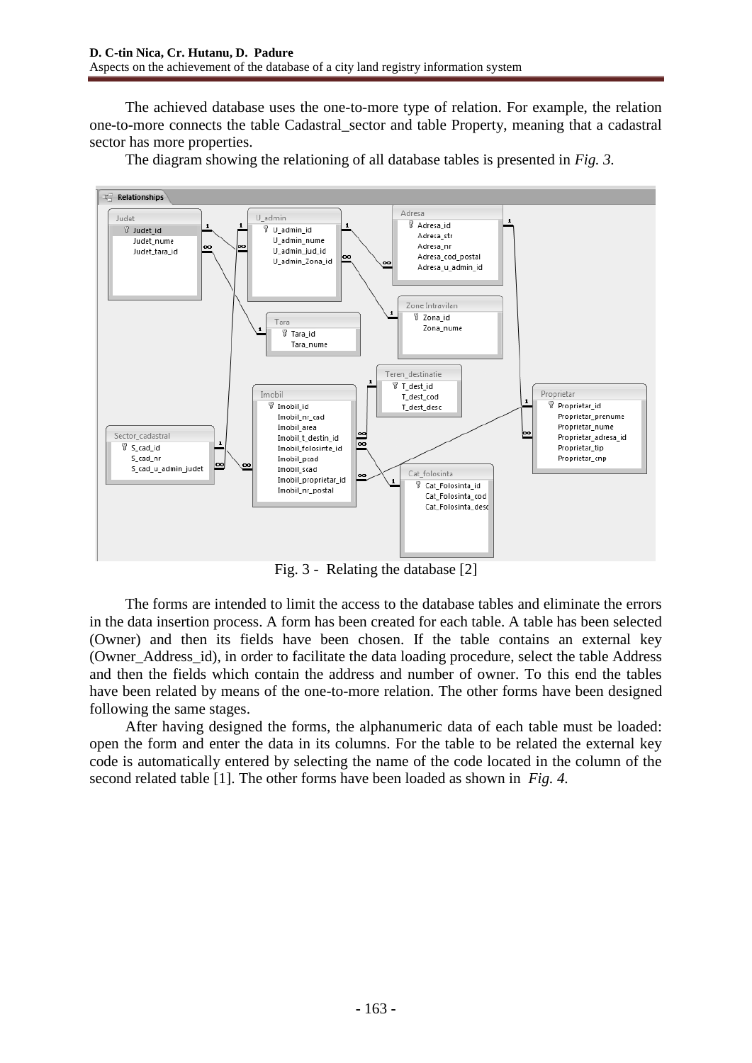The achieved database uses the one-to-more type of relation. For example, the relation one-to-more connects the table Cadastral_sector and table Property, meaning that a cadastral sector has more properties.

The diagram showing the relationing of all database tables is presented in *Fig. 3.*

Fig. 3 - Relating the database [2]

The forms are intended to limit the access to the database tables and eliminate the errors in the data insertion process. A form has been created for each table. A table has been selected (Owner) and then its fields have been chosen. If the table contains an external key (Owner_Address_id), in order to facilitate the data loading procedure, select the table Address and then the fields which contain the address and number of owner. To this end the tables have been related by means of the one-to-more relation. The other forms have been designed following the same stages.

After having designed the forms, the alphanumeric data of each table must be loaded: open the form and enter the data in its columns. For the table to be related the external key code is automatically entered by selecting the name of the code located in the column of the second related table [1]. The other forms have been loaded as shown in *Fig. 4.*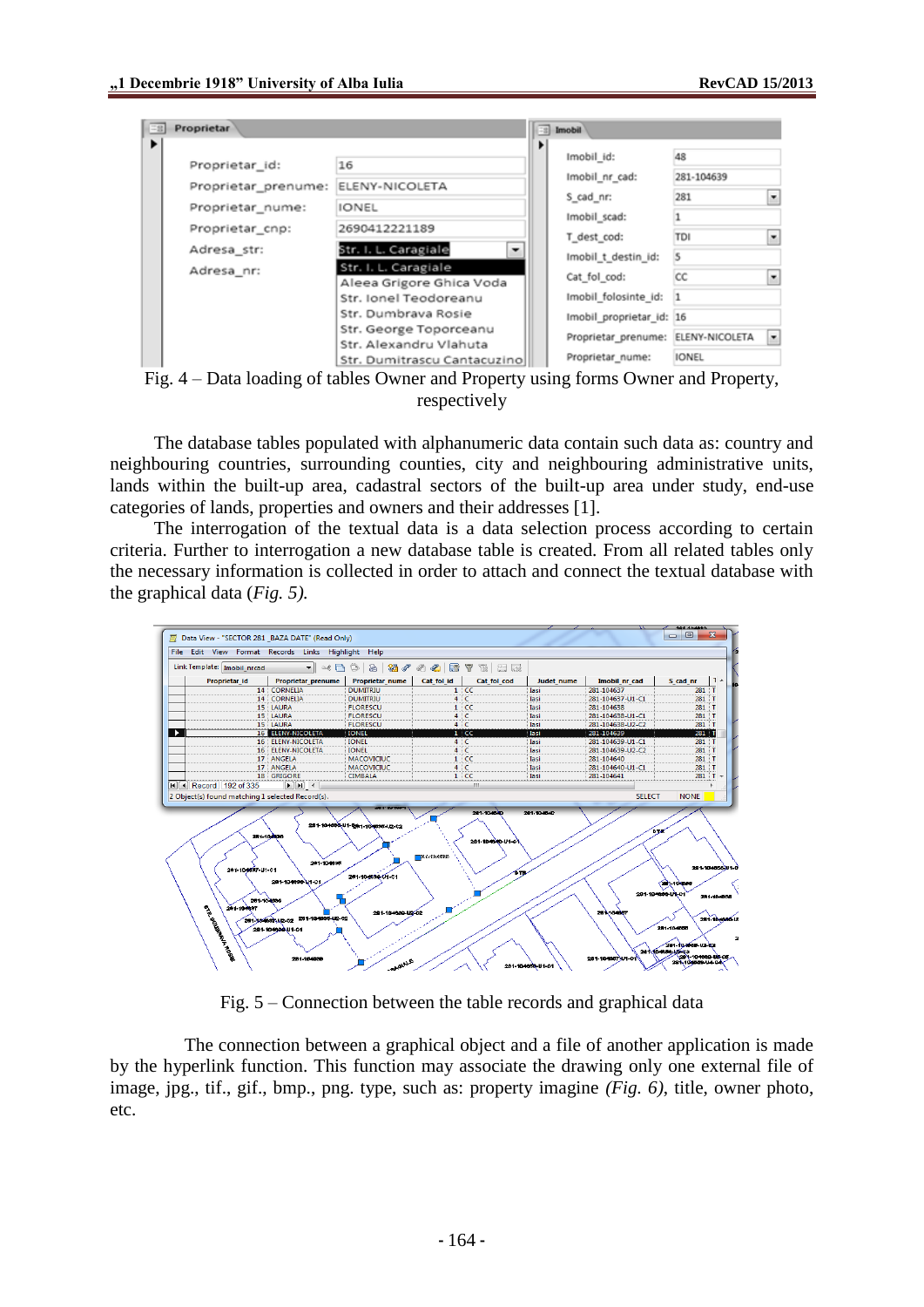Fig. 4 – Data loading of tables Owner and Property using forms Owner and Property, respectively

The database tables populated with alphanumeric data contain such data as: country and neighbouring countries, surrounding counties, city and neighbouring administrative units, lands within the built-up area, cadastral sectors of the built-up area under study, end-use categories of lands, properties and owners and their addresses [1].

The interrogation of the textual data is a data selection process according to certain criteria. Further to interrogation a new database table is created. From all related tables only the necessary information is collected in order to attach and connect the textual database with the graphical data (*Fig. 5).*

Fig. 5 – Connection between the table records and graphical data

The connection between a graphical object and a file of another application is made by the hyperlink function. This function may associate the drawing only one external file of image, jpg., tif., gif., bmp., png. type, such as: property imagine *(Fig. 6)*, title, owner photo, etc.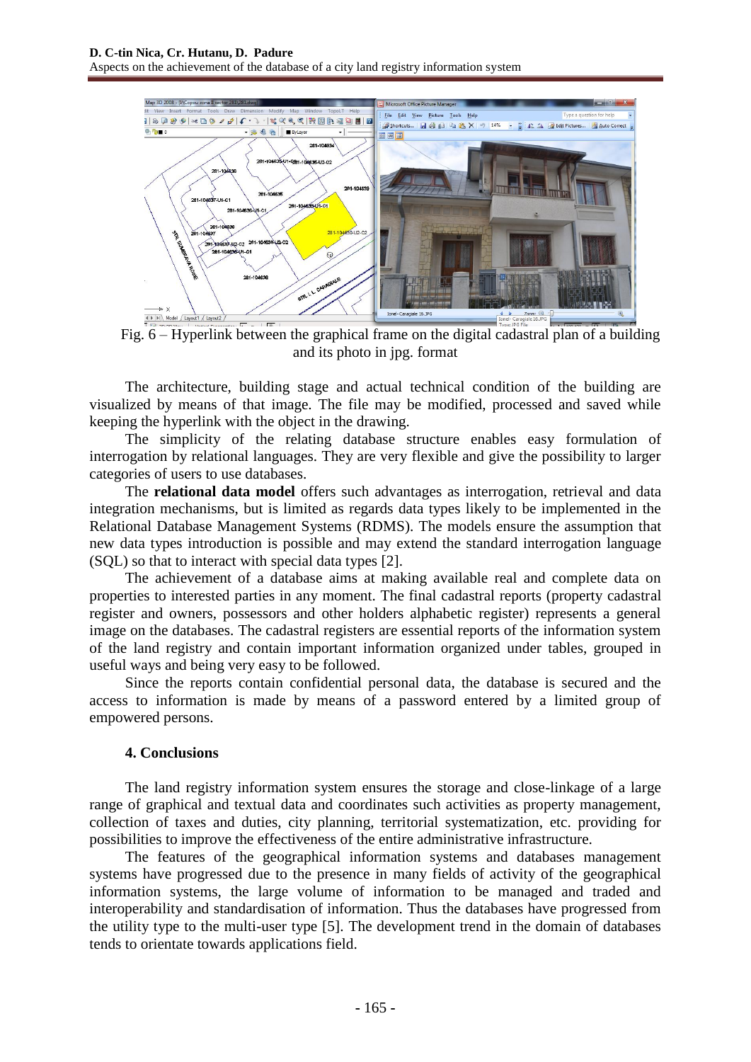Fig. 6 – Hyperlink between the graphical frame on the digital cadastral plan of a building and its photo in jpg. format

The architecture, building stage and actual technical condition of the building are visualized by means of that image. The file may be modified, processed and saved while keeping the hyperlink with the object in the drawing.

The simplicity of the relating database structure enables easy formulation of interrogation by relational languages. They are very flexible and give the possibility to larger categories of users to use databases.

The **relational data model** offers such advantages as interrogation, retrieval and data integration mechanisms, but is limited as regards data types likely to be implemented in the Relational Database Management Systems (RDMS). The models ensure the assumption that new data types introduction is possible and may extend the standard interrogation language (SQL) so that to interact with special data types [2].

The achievement of a database aims at making available real and complete data on properties to interested parties in any moment. The final cadastral reports (property cadastral register and owners, possessors and other holders alphabetic register) represents a general image on the databases. The cadastral registers are essential reports of the information system of the land registry and contain important information organized under tables, grouped in useful ways and being very easy to be followed.

Since the reports contain confidential personal data, the database is secured and the access to information is made by means of a password entered by a limited group of empowered persons.

## 4. Conclusions

The land registry information system ensures the storage and close-linkage of a large range of graphical and textual data and coordinates such activities as property management, collection of taxes and duties, city planning, territorial systematization, etc. providing for possibilities to improve the effectiveness of the entire administrative infrastructure.

The features of the geographical information systems and databases management systems have progressed due to the presence in many fields of activity of the geographical information systems, the large volume of information to be managed and traded and interoperability and standardisation of information. Thus the databases have progressed from the utility type to the multi-user type [5]. The development trend in the domain of databases tends to orientate towards applications field.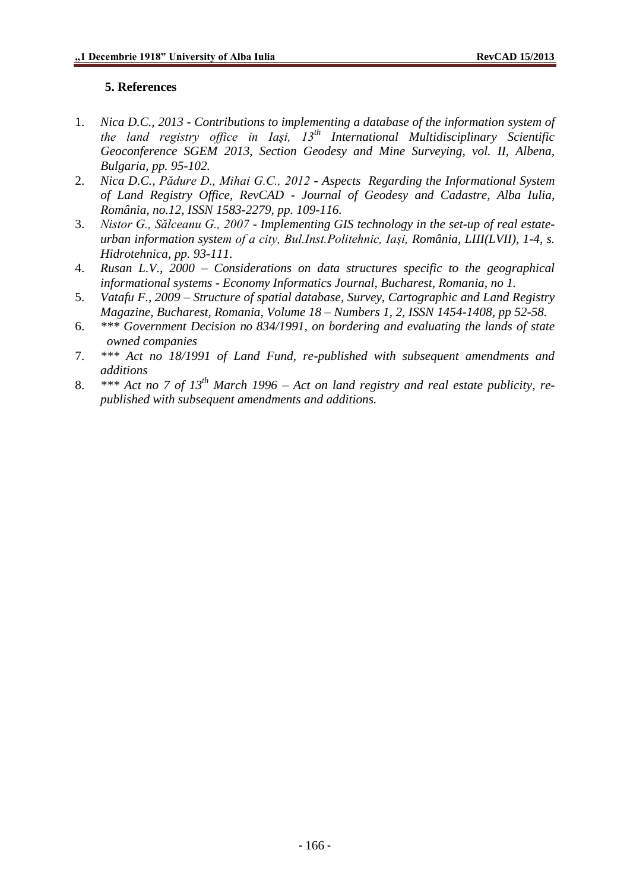### 5. References

1. *Nica D.C., 2013 - Contributions to implementing a database of the information system of the land registry office in Iaşi, 13th International Multidisciplinary Scientific Geoconference SGEM 2013, Section Geodesy and Mine Surveying, vol. II, Albena, Bulgaria, pp. 95-102.*
2. *Nica D.C., Pădure D., Mihai G.C., 2012 - Aspects Regarding the Informational System of Land Registry Office, RevCAD - Journal of Geodesy and Cadastre, Alba Iulia, România, no.12, ISSN 1583-2279, pp. 109-116.*
3. *Nistor G., Sălceanu G., 2007 - Implementing GIS technology in the set-up of real estate-urban information system of a city, Bul.Inst.Politehnic, Iaşi, România, LIII(LVII), 1-4, s. Hidrotehnica, pp. 93-111.*
4. *Rusan L.V., 2000 – Considerations on data structures specific to the geographical informational systems - Economy Informatics Journal, Bucharest, Romania, no 1.*
5. *Vatafu F., 2009 – Structure of spatial database, Survey, Cartographic and Land Registry Magazine, Bucharest, Romania, Volume 18 – Numbers 1, 2, ISSN 1454-1408, pp 52-58.*
6. *\*\*\* Government Decision no 834/1991, on bordering and evaluating the lands of state owned companies*
7. *\*\*\* Act no 18/1991 of Land Fund, re-published with subsequent amendments and additions*
8. *\*\*\* Act no 7 of 13th March 1996 – Act on land registry and real estate publicity, re-published with subsequent amendments and additions.*